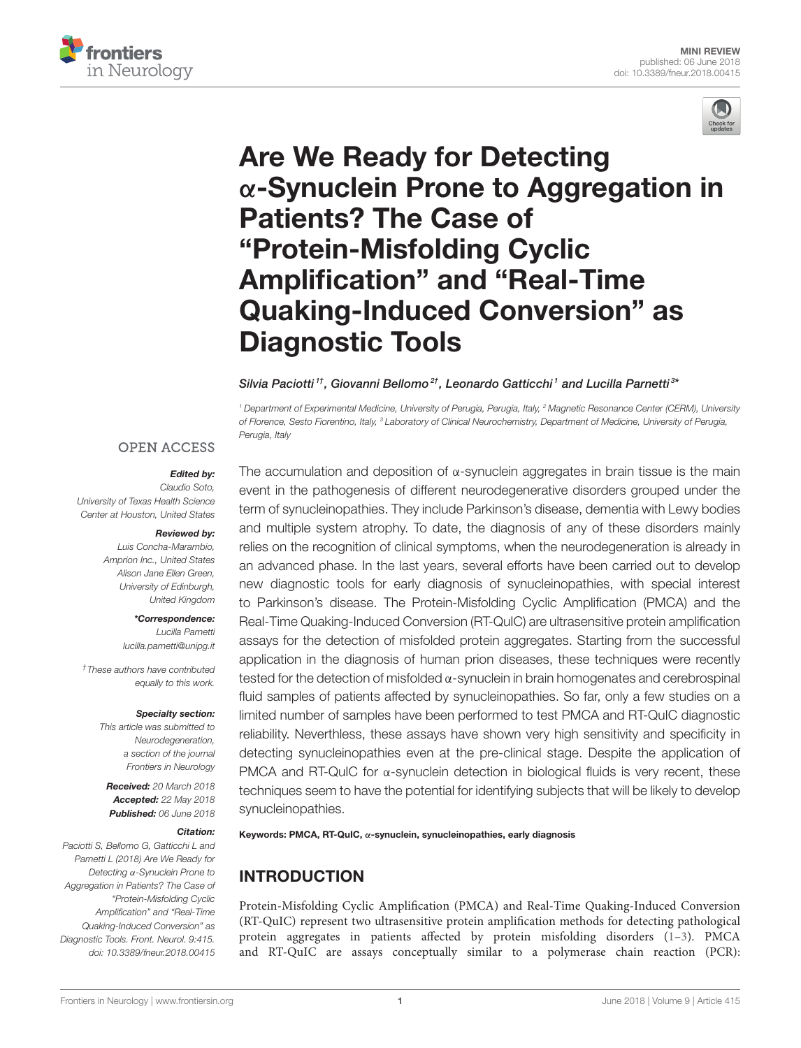MINI REVIEW
published: 06 June 2018
doi: 10.3389/fneur.2018.00415

# Are We Ready for Detecting α-Synuclein Prone to Aggregation in Patients? The Case of "Protein-Misfolding Cyclic Amplification" and "Real-Time Quaking-Induced Conversion" as Diagnostic Tools

*Silvia Paciotti[1†], Giovanni Bellomo[2†], Leonardo Gatticchi[1] and Lucilla Parnetti[3*]*

[1] Department of Experimental Medicine, University of Perugia, Perugia, Italy, [2] Magnetic Resonance Center (CERM), University of Florence, Sesto Fiorentino, Italy, [3] Laboratory of Clinical Neurochemistry, Department of Medicine, University of Perugia, Perugia, Italy

OPEN ACCESS

***Edited by:***
*Claudio Soto, University of Texas Health Science Center at Houston, United States*

***Reviewed by:***
*Luis Concha-Marambio, Amprion Inc., United States*
*Alison Jane Ellen Green, University of Edinburgh, United Kingdom*

***\*Correspondence:***
*Lucilla Parnetti*
*lucilla.parnetti@unipg.it*

*† These authors have contributed equally to this work.*

***Specialty section:***
*This article was submitted to Neurodegeneration, a section of the journal Frontiers in Neurology*

***Received:*** *20 March 2018*
***Accepted:*** *22 May 2018*
***Published:*** *06 June 2018*

***Citation:***
*Paciotti S, Bellomo G, Gatticchi L and Parnetti L (2018) Are We Ready for Detecting α-Synuclein Prone to Aggregation in Patients? The Case of "Protein-Misfolding Cyclic Amplification" and "Real-Time Quaking-Induced Conversion" as Diagnostic Tools. Front. Neurol. 9:415. doi: 10.3389/fneur.2018.00415*

The accumulation and deposition of α-synuclein aggregates in brain tissue is the main event in the pathogenesis of different neurodegenerative disorders grouped under the term of synucleinopathies. They include Parkinson's disease, dementia with Lewy bodies and multiple system atrophy. To date, the diagnosis of any of these disorders mainly relies on the recognition of clinical symptoms, when the neurodegeneration is already in an advanced phase. In the last years, several efforts have been carried out to develop new diagnostic tools for early diagnosis of synucleinopathies, with special interest to Parkinson's disease. The Protein-Misfolding Cyclic Amplification (PMCA) and the Real-Time Quaking-Induced Conversion (RT-QuIC) are ultrasensitive protein amplification assays for the detection of misfolded protein aggregates. Starting from the successful application in the diagnosis of human prion diseases, these techniques were recently tested for the detection of misfolded α-synuclein in brain homogenates and cerebrospinal fluid samples of patients affected by synucleinopathies. So far, only a few studies on a limited number of samples have been performed to test PMCA and RT-QuIC diagnostic reliability. Neverthless, these assays have shown very high sensitivity and specificity in detecting synucleinopathies even at the pre-clinical stage. Despite the application of PMCA and RT-QuIC for α-synuclein detection in biological fluids is very recent, these techniques seem to have the potential for identifying subjects that will be likely to develop synucleinopathies.

**Keywords: PMCA, RT-QuIC, α-synuclein, synucleinopathies, early diagnosis**

## INTRODUCTION

Protein-Misfolding Cyclic Amplification (PMCA) and Real-Time Quaking-Induced Conversion (RT-QuIC) represent two ultrasensitive protein amplification methods for detecting pathological protein aggregates in patients affected by protein misfolding disorders (1–3). PMCA and RT-QuIC are assays conceptually similar to a polymerase chain reaction (PCR):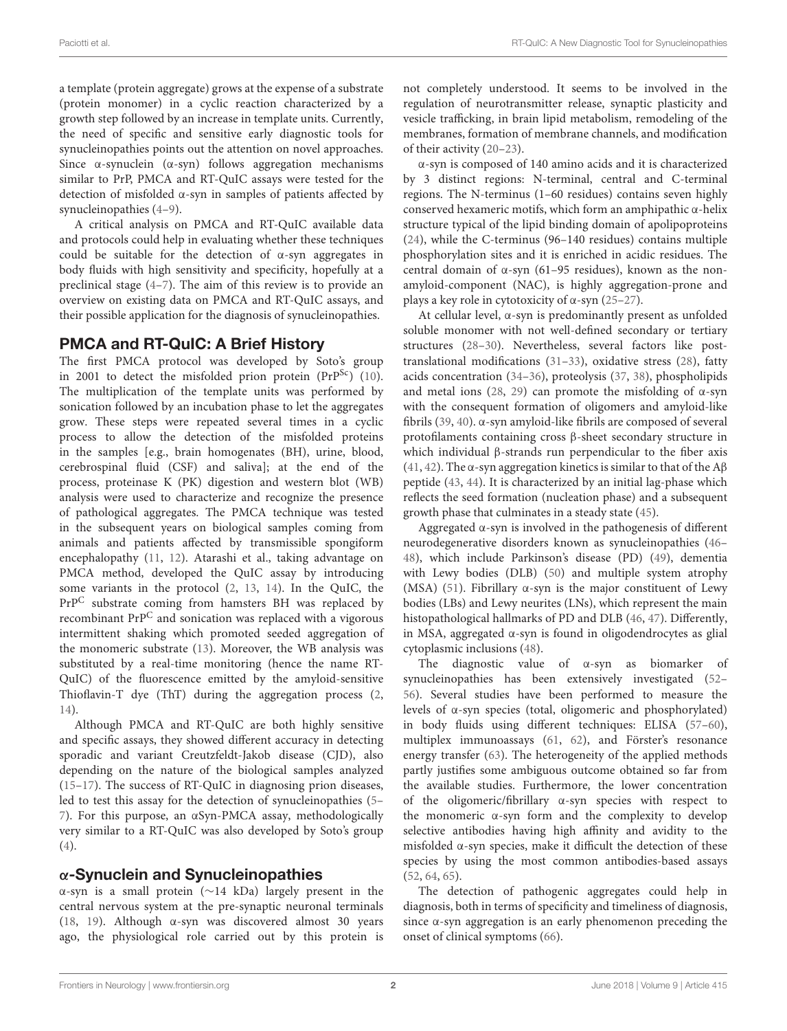a template (protein aggregate) grows at the expense of a substrate (protein monomer) in a cyclic reaction characterized by a growth step followed by an increase in template units. Currently, the need of specific and sensitive early diagnostic tools for synucleinopathies points out the attention on novel approaches. Since α-synuclein (α-syn) follows aggregation mechanisms similar to PrP, PMCA and RT-QuIC assays were tested for the detection of misfolded α-syn in samples of patients affected by synucleinopathies (4–9).

A critical analysis on PMCA and RT-QuIC available data and protocols could help in evaluating whether these techniques could be suitable for the detection of α-syn aggregates in body fluids with high sensitivity and specificity, hopefully at a preclinical stage (4–7). The aim of this review is to provide an overview on existing data on PMCA and RT-QuIC assays, and their possible application for the diagnosis of synucleinopathies.

## PMCA and RT-QuIC: A Brief History

The first PMCA protocol was developed by Soto's group in 2001 to detect the misfolded prion protein ($PrP^{Sc}$) (10). The multiplication of the template units was performed by sonication followed by an incubation phase to let the aggregates grow. These steps were repeated several times in a cyclic process to allow the detection of the misfolded proteins in the samples [e.g., brain homogenates (BH), urine, blood, cerebrospinal fluid (CSF) and saliva]; at the end of the process, proteinase K (PK) digestion and western blot (WB) analysis were used to characterize and recognize the presence of pathological aggregates. The PMCA technique was tested in the subsequent years on biological samples coming from animals and patients affected by transmissible spongiform encephalopathy (11, 12). Atarashi et al., taking advantage on PMCA method, developed the QuIC assay by introducing some variants in the protocol (2, 13, 14). In the QuIC, the $PrP^{C}$ substrate coming from hamsters BH was replaced by recombinant $PrP^{C}$ and sonication was replaced with a vigorous intermittent shaking which promoted seeded aggregation of the monomeric substrate (13). Moreover, the WB analysis was substituted by a real-time monitoring (hence the name RT-QuIC) of the fluorescence emitted by the amyloid-sensitive Thioflavin-T dye (ThT) during the aggregation process (2, 14).

Although PMCA and RT-QuIC are both highly sensitive and specific assays, they showed different accuracy in detecting sporadic and variant Creutzfeldt-Jakob disease (CJD), also depending on the nature of the biological samples analyzed (15–17). The success of RT-QuIC in diagnosing prion diseases, led to test this assay for the detection of synucleinopathies (5–7). For this purpose, an αSyn-PMCA assay, methodologically very similar to a RT-QuIC was also developed by Soto's group (4).

## α-Synuclein and Synucleinopathies

α-syn is a small protein (∼14 kDa) largely present in the central nervous system at the pre-synaptic neuronal terminals (18, 19). Although α-syn was discovered almost 30 years ago, the physiological role carried out by this protein is not completely understood. It seems to be involved in the regulation of neurotransmitter release, synaptic plasticity and vesicle trafficking, in brain lipid metabolism, remodeling of the membranes, formation of membrane channels, and modification of their activity (20–23).

α-syn is composed of 140 amino acids and it is characterized by 3 distinct regions: N-terminal, central and C-terminal regions. The N-terminus (1–60 residues) contains seven highly conserved hexameric motifs, which form an amphipathic α-helix structure typical of the lipid binding domain of apolipoproteins (24), while the C-terminus (96–140 residues) contains multiple phosphorylation sites and it is enriched in acidic residues. The central domain of α-syn (61–95 residues), known as the non-amyloid-component (NAC), is highly aggregation-prone and plays a key role in cytotoxicity of α-syn (25–27).

At cellular level, α-syn is predominantly present as unfolded soluble monomer with not well-defined secondary or tertiary structures (28–30). Nevertheless, several factors like post-translational modifications (31–33), oxidative stress (28), fatty acids concentration (34–36), proteolysis (37, 38), phospholipids and metal ions (28, 29) can promote the misfolding of α-syn with the consequent formation of oligomers and amyloid-like fibrils (39, 40). α-syn amyloid-like fibrils are composed of several protofilaments containing cross β-sheet secondary structure in which individual β-strands run perpendicular to the fiber axis (41, 42). The α-syn aggregation kinetics is similar to that of the Aβ peptide (43, 44). It is characterized by an initial lag-phase which reflects the seed formation (nucleation phase) and a subsequent growth phase that culminates in a steady state (45).

Aggregated α-syn is involved in the pathogenesis of different neurodegenerative disorders known as synucleinopathies (46–48), which include Parkinson's disease (PD) (49), dementia with Lewy bodies (DLB) (50) and multiple system atrophy (MSA) (51). Fibrillary α-syn is the major constituent of Lewy bodies (LBs) and Lewy neurites (LNs), which represent the main histopathological hallmarks of PD and DLB (46, 47). Differently, in MSA, aggregated α-syn is found in oligodendrocytes as glial cytoplasmic inclusions (48).

The diagnostic value of α-syn as biomarker of synucleinopathies has been extensively investigated (52–56). Several studies have been performed to measure the levels of α-syn species (total, oligomeric and phosphorylated) in body fluids using different techniques: ELISA (57–60), multiplex immunoassays (61, 62), and Förster's resonance energy transfer (63). The heterogeneity of the applied methods partly justifies some ambiguous outcome obtained so far from the available studies. Furthermore, the lower concentration of the oligomeric/fibrillary α-syn species with respect to the monomeric α-syn form and the complexity to develop selective antibodies having high affinity and avidity to the misfolded α-syn species, make it difficult the detection of these species by using the most common antibodies-based assays (52, 64, 65).

The detection of pathogenic aggregates could help in diagnosis, both in terms of specificity and timeliness of diagnosis, since α-syn aggregation is an early phenomenon preceding the onset of clinical symptoms (66).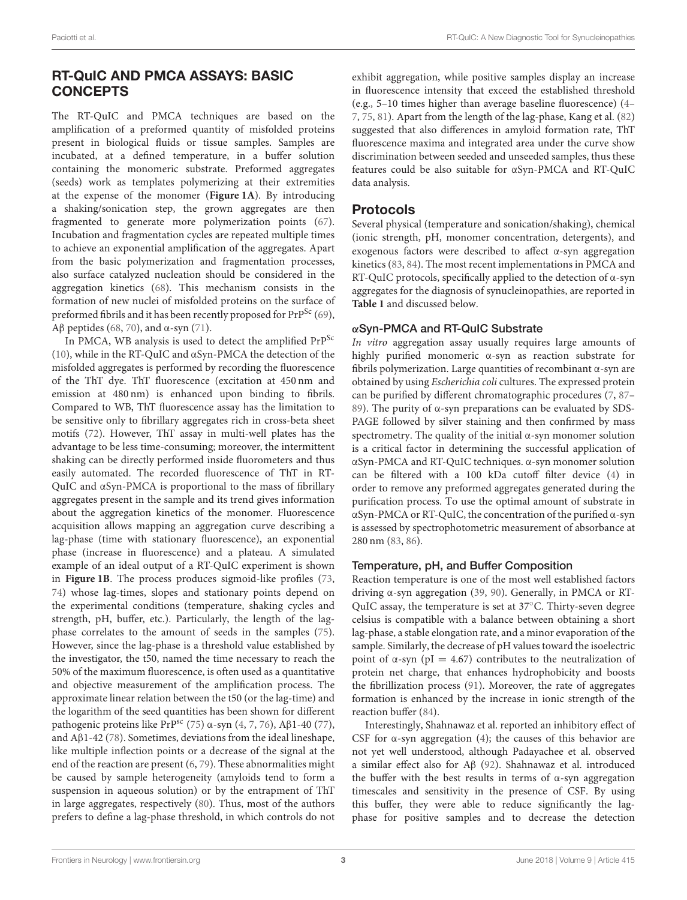## RT-QuIC AND PMCA ASSAYS: BASIC CONCEPTS

The RT-QuIC and PMCA techniques are based on the amplification of a preformed quantity of misfolded proteins present in biological fluids or tissue samples. Samples are incubated, at a defined temperature, in a buffer solution containing the monomeric substrate. Preformed aggregates (seeds) work as templates polymerizing at their extremities at the expense of the monomer (**Figure 1A**). By introducing a shaking/sonication step, the grown aggregates are then fragmented to generate more polymerization points (67). Incubation and fragmentation cycles are repeated multiple times to achieve an exponential amplification of the aggregates. Apart from the basic polymerization and fragmentation processes, also surface catalyzed nucleation should be considered in the aggregation kinetics (68). This mechanism consists in the formation of new nuclei of misfolded proteins on the surface of preformed fibrils and it has been recently proposed for $PrP^{Sc}$ (69), Aβ peptides (68, 70), and α-syn (71).

In PMCA, WB analysis is used to detect the amplified $PrP^{Sc}$ (10), while in the RT-QuIC and αSyn-PMCA the detection of the misfolded aggregates is performed by recording the fluorescence of the ThT dye. ThT fluorescence (excitation at 450 nm and emission at 480 nm) is enhanced upon binding to fibrils. Compared to WB, ThT fluorescence assay has the limitation to be sensitive only to fibrillary aggregates rich in cross-beta sheet motifs (72). However, ThT assay in multi-well plates has the advantage to be less time-consuming; moreover, the intermittent shaking can be directly performed inside fluorometers and thus easily automated. The recorded fluorescence of ThT in RT-QuIC and αSyn-PMCA is proportional to the mass of fibrillary aggregates present in the sample and its trend gives information about the aggregation kinetics of the monomer. Fluorescence acquisition allows mapping an aggregation curve describing a lag-phase (time with stationary fluorescence), an exponential phase (increase in fluorescence) and a plateau. A simulated example of an ideal output of a RT-QuIC experiment is shown in **Figure 1B**. The process produces sigmoid-like profiles (73, 74) whose lag-times, slopes and stationary points depend on the experimental conditions (temperature, shaking cycles and strength, pH, buffer, etc.). Particularly, the length of the lag-phase correlates to the amount of seeds in the samples (75). However, since the lag-phase is a threshold value established by the investigator, the t50, named the time necessary to reach the 50% of the maximum fluorescence, is often used as a quantitative and objective measurement of the amplification process. The approximate linear relation between the t50 (or the lag-time) and the logarithm of the seed quantities has been shown for different pathogenic proteins like $PrP^{sc}$ (75) α-syn (4, 7, 76), Aβ1-40 (77), and Aβ1-42 (78). Sometimes, deviations from the ideal lineshape, like multiple inflection points or a decrease of the signal at the end of the reaction are present (6, 79). These abnormalities might be caused by sample heterogeneity (amyloids tend to form a suspension in aqueous solution) or by the entrapment of ThT in large aggregates, respectively (80). Thus, most of the authors prefers to define a lag-phase threshold, in which controls do not exhibit aggregation, while positive samples display an increase in fluorescence intensity that exceed the established threshold (e.g., 5–10 times higher than average baseline fluorescence) (4–7, 75, 81). Apart from the length of the lag-phase, Kang et al. (82) suggested that also differences in amyloid formation rate, ThT fluorescence maxima and integrated area under the curve show discrimination between seeded and unseeded samples, thus these features could be also suitable for αSyn-PMCA and RT-QuIC data analysis.

### Protocols

Several physical (temperature and sonication/shaking), chemical (ionic strength, pH, monomer concentration, detergents), and exogenous factors were described to affect α-syn aggregation kinetics (83, 84). The most recent implementations in PMCA and RT-QuIC protocols, specifically applied to the detection of α-syn aggregates for the diagnosis of synucleinopathies, are reported in **Table 1** and discussed below.

#### αSyn-PMCA and RT-QuIC Substrate

*In vitro* aggregation assay usually requires large amounts of highly purified monomeric α-syn as reaction substrate for fibrils polymerization. Large quantities of recombinant α-syn are obtained by using *Escherichia coli* cultures. The expressed protein can be purified by different chromatographic procedures (7, 87–89). The purity of α-syn preparations can be evaluated by SDS-PAGE followed by silver staining and then confirmed by mass spectrometry. The quality of the initial α-syn monomer solution is a critical factor in determining the successful application of αSyn-PMCA and RT-QuIC techniques. α-syn monomer solution can be filtered with a 100 kDa cutoff filter device (4) in order to remove any preformed aggregates generated during the purification process. To use the optimal amount of substrate in αSyn-PMCA or RT-QuIC, the concentration of the purified α-syn is assessed by spectrophotometric measurement of absorbance at 280 nm (83, 86).

#### Temperature, pH, and Buffer Composition

Reaction temperature is one of the most well established factors driving α-syn aggregation (39, 90). Generally, in PMCA or RT-QuIC assay, the temperature is set at 37°C. Thirty-seven degree celsius is compatible with a balance between obtaining a short lag-phase, a stable elongation rate, and a minor evaporation of the sample. Similarly, the decrease of pH values toward the isoelectric point of α-syn (pI = 4.67) contributes to the neutralization of protein net charge, that enhances hydrophobicity and boosts the fibrillization process (91). Moreover, the rate of aggregates formation is enhanced by the increase in ionic strength of the reaction buffer (84).

Interestingly, Shahnawaz et al. reported an inhibitory effect of CSF for α-syn aggregation (4); the causes of this behavior are not yet well understood, although Padayachee et al. observed a similar effect also for Aβ (92). Shahnawaz et al. introduced the buffer with the best results in terms of α-syn aggregation timescales and sensitivity in the presence of CSF. By using this buffer, they were able to reduce significantly the lag-phase for positive samples and to decrease the detection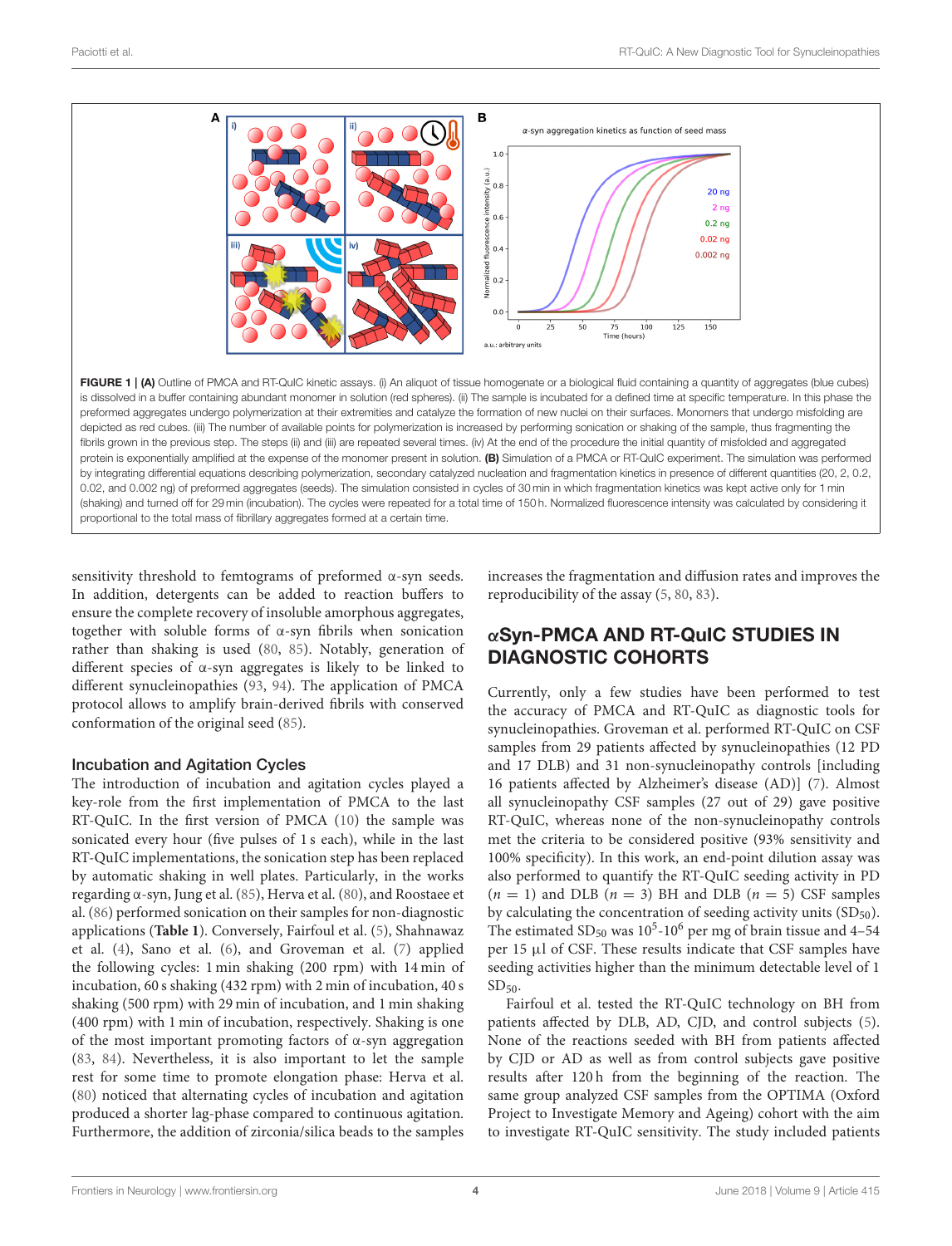FIGURE 1 | **(A)** Outline of PMCA and RT-QuIC kinetic assays. (i) An aliquot of tissue homogenate or a biological fluid containing a quantity of aggregates (blue cubes) is dissolved in a buffer containing abundant monomer in solution (red spheres). (ii) The sample is incubated for a defined time at specific temperature. In this phase the preformed aggregates undergo polymerization at their extremities and catalyze the formation of new nuclei on their surfaces. Monomers that undergo misfolding are depicted as red cubes. (iii) The number of available points for polymerization is increased by performing sonication or shaking of the sample, thus fragmenting the fibrils grown in the previous step. The steps (ii) and (iii) are repeated several times. (iv) At the end of the procedure the initial quantity of misfolded and aggregated protein is exponentially amplified at the expense of the monomer present in solution. **(B)** Simulation of a PMCA or RT-QuIC experiment. The simulation was performed by integrating differential equations describing polymerization, secondary catalyzed nucleation and fragmentation kinetics in presence of different quantities (20, 2, 0.2, 0.02, and 0.002 ng) of preformed aggregates (seeds). The simulation consisted in cycles of 30 min in which fragmentation kinetics was kept active only for 1 min (shaking) and turned off for 29 min (incubation). The cycles were repeated for a total time of 150 h. Normalized fluorescence intensity was calculated by considering it proportional to the total mass of fibrillary aggregates formed at a certain time.

sensitivity threshold to femtograms of preformed α-syn seeds. In addition, detergents can be added to reaction buffers to ensure the complete recovery of insoluble amorphous aggregates, together with soluble forms of α-syn fibrils when sonication rather than shaking is used (80, 85). Notably, generation of different species of α-syn aggregates is likely to be linked to different synucleinopathies (93, 94). The application of PMCA protocol allows to amplify brain-derived fibrils with conserved conformation of the original seed (85).

### Incubation and Agitation Cycles

The introduction of incubation and agitation cycles played a key-role from the first implementation of PMCA to the last RT-QuIC. In the first version of PMCA (10) the sample was sonicated every hour (five pulses of 1 s each), while in the last RT-QuIC implementations, the sonication step has been replaced by automatic shaking in well plates. Particularly, in the works regarding α-syn, Jung et al. (85), Herva et al. (80), and Roostaee et al. (86) performed sonication on their samples for non-diagnostic applications (**Table 1**). Conversely, Fairfoul et al. (5), Shahnawaz et al. (4), Sano et al. (6), and Groveman et al. (7) applied the following cycles: 1 min shaking (200 rpm) with 14 min of incubation, 60 s shaking (432 rpm) with 2 min of incubation, 40 s shaking (500 rpm) with 29 min of incubation, and 1 min shaking (400 rpm) with 1 min of incubation, respectively. Shaking is one of the most important promoting factors of α-syn aggregation (83, 84). Nevertheless, it is also important to let the sample rest for some time to promote elongation phase: Herva et al. (80) noticed that alternating cycles of incubation and agitation produced a shorter lag-phase compared to continuous agitation. Furthermore, the addition of zirconia/silica beads to the samples increases the fragmentation and diffusion rates and improves the reproducibility of the assay (5, 80, 83).

## αSyn-PMCA AND RT-QuIC STUDIES IN DIAGNOSTIC COHORTS

Currently, only a few studies have been performed to test the accuracy of PMCA and RT-QuIC as diagnostic tools for synucleinopathies. Groveman et al. performed RT-QuIC on CSF samples from 29 patients affected by synucleinopathies (12 PD and 17 DLB) and 31 non-synucleinopathy controls [including 16 patients affected by Alzheimer's disease (AD)] (7). Almost all synucleinopathy CSF samples (27 out of 29) gave positive RT-QuIC, whereas none of the non-synucleinopathy controls met the criteria to be considered positive (93% sensitivity and 100% specificity). In this work, an end-point dilution assay was also performed to quantify the RT-QuIC seeding activity in PD ($n = 1$) and DLB ($n = 3$) BH and DLB ($n = 5$) CSF samples by calculating the concentration of seeding activity units ($SD_{50}$). The estimated $SD_{50}$ was $10^5$-$10^6$ per mg of brain tissue and 4–54 per 15 μl of CSF. These results indicate that CSF samples have seeding activities higher than the minimum detectable level of 1 $SD_{50}$.

Fairfoul et al. tested the RT-QuIC technology on BH from patients affected by DLB, AD, CJD, and control subjects (5). None of the reactions seeded with BH from patients affected by CJD or AD as well as from control subjects gave positive results after 120 h from the beginning of the reaction. The same group analyzed CSF samples from the OPTIMA (Oxford Project to Investigate Memory and Ageing) cohort with the aim to investigate RT-QuIC sensitivity. The study included patients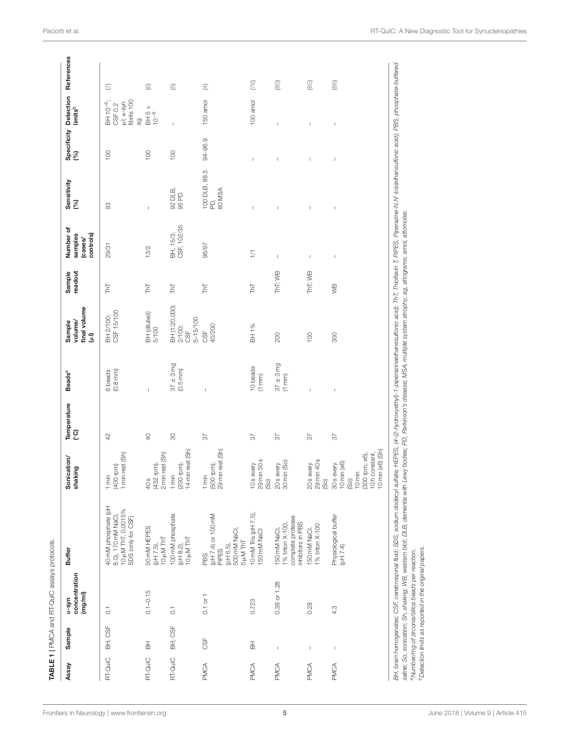**TABLE 1** | PMCA and RT-QuIC assays protocols.

| Assay | Sample | α-syn concentration (mg/ml) | Buffer | Sonication/shaking | Temperature (°C) | Beads[a] | Sample volume/final volume (μl) | Sample readout | Number of samples (cases/controls) | Sensitivity (%) | Specificity (%) | Detection limits[b] | References |
|---|---|---|---|---|---|---|---|---|---|---|---|---|---|
| RT-QuIC | BH; CSF | 0.1 | 40 mM phosphate (pH 8.0), 170 mM NaCl, 10 μM ThT, 0.0015% SDS (only for CSF) | 1 min (400 rpm) 1 min rest (Sh) | 42 | 6 beads (0.8 mm) | BH 2/100; CSF 15/100 | ThT | 29/31 | 93 | 100 | BH $10^{-6}$; CSF 0.2 μl; α-syn fibrils 100 ag | (7) |
| RT-QuIC | BH | 0.1–0.15 | 50 mM HEPES (pH 7.5), 10 μM ThT | 40 s (432 rpm), 2 min rest (Sh) | 40 | – | BH (diluted) 5/100 | ThT | 13/2 | – | 100 | BH 5 × $10^{-6}$ | (6) |
| RT-QuIC | BH; CSF | 0.1 | 100 mM phosphate (pH 8.2), 10 μM ThT | 1 min (200 rpm), 14 min rest (Sh) | 30 | 37 ± 3 mg (0.5 mm) | BH (1:20,000) 2/100; CSF 5–15/100 | ThT | BH, 15/3; CSF, 102/35 | 92 DLB, 95 PD | 100 | – | (5) |
| PMCA | CSF | 0.1 or 1 | PBS (pH 7.4) or 100 mM PIPES (pH 6.5), 500 mM NaCl, 5 μM ThT | 1 min (500 rpm), 29 min rest (Sh) | 37 | – | CSF 40/200 | ThT | 96/97 | 100 DLB, 88.5 PD, 80 MSA | 94–96.9 | 150 amol | (4) |
| PMCA | BH | 0.723 | 10 mM Tris (pH 7.5), 150 mM NaCl | 10 s every 29 min 50 s (So) | 37 | 10 beads (1 mm) | BH 1% | ThT | 1/1 | – | – | 100 amol | (76) |
| PMCA | – | 0.38 or 1.28 | 150 mM NaCl, 1% triton X-100, complete protease inhibitors in PBS | 20 s every 30 min (So) | 37 | 37 ± 3 mg (1 mm) | 200 | ThT; WB | – | – | – | – | (80) |
| PMCA | – | 0.28 | 150 mM NaCl, 1% triton X-100 | 20 s every 29 min 40 s (So) | 37 | – | 100 | ThT; WB | – | – | – | – | (85) |
| PMCA | – | 4.3 | Physiological buffer (pH 7.4) | 30 s every 10 min (x6) (So); 10 min (300 rpm, x6), 10 h constant, 10 min (x6) (Sh) | 37 | – | 300 | WB | – | – | – | – | (86) |

BH, brain homogenates; CSF, cerebrospinal fluid; SDS, sodium dodecyl sulfate; HEPES, (4-(2-hydroxyethyl)-1-piperazineethanesulfonic acid); ThT, Thioflavin T; PIPES, Piperazine-N,N′-bis(ethansulfonic acid); PBS, phosphate-buffered saline; So, sonication; Sh, shaking; WB, western blot; DLB, dementia with Lewy bodies; PD, Parkinson's disease; MSA, multiple system atrophy; ag, attograms; amol, attomoles.

[a] Number/mg of zirconia/silica beads per reaction.

[b] Detection limits as reported in the original papers.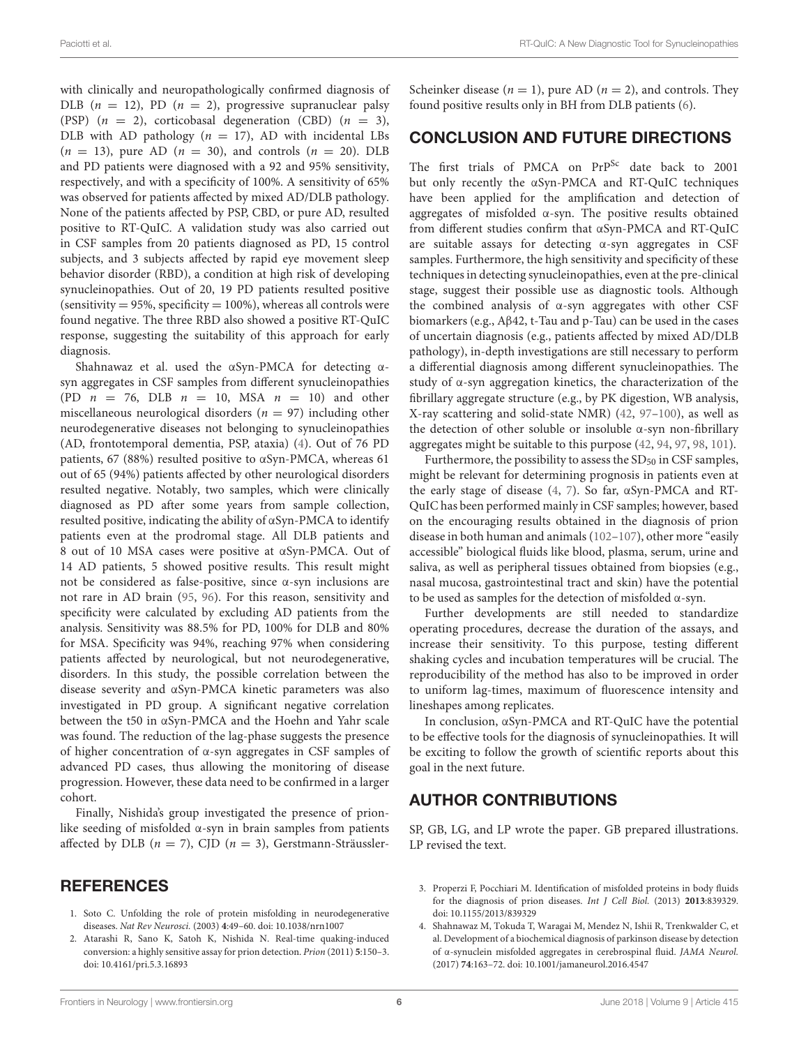with clinically and neuropathologically confirmed diagnosis of DLB ($n = 12$), PD ($n = 2$), progressive supranuclear palsy (PSP) ($n = 2$), corticobasal degeneration (CBD) ($n = 3$), DLB with AD pathology ($n = 17$), AD with incidental LBs ($n = 13$), pure AD ($n = 30$), and controls ($n = 20$). DLB and PD patients were diagnosed with a 92 and 95% sensitivity, respectively, and with a specificity of 100%. A sensitivity of 65% was observed for patients affected by mixed AD/DLB pathology. None of the patients affected by PSP, CBD, or pure AD, resulted positive to RT-QuIC. A validation study was also carried out in CSF samples from 20 patients diagnosed as PD, 15 control subjects, and 3 subjects affected by rapid eye movement sleep behavior disorder (RBD), a condition at high risk of developing synucleinopathies. Out of 20, 19 PD patients resulted positive (sensitivity = 95%, specificity = 100%), whereas all controls were found negative. The three RBD also showed a positive RT-QuIC response, suggesting the suitability of this approach for early diagnosis.

Shahnawaz et al. used the αSyn-PMCA for detecting α-syn aggregates in CSF samples from different synucleinopathies (PD $n = 76$, DLB $n = 10$, MSA $n = 10$) and other miscellaneous neurological disorders ($n = 97$) including other neurodegenerative diseases not belonging to synucleinopathies (AD, frontotemporal dementia, PSP, ataxia) (4). Out of 76 PD patients, 67 (88%) resulted positive to αSyn-PMCA, whereas 61 out of 65 (94%) patients affected by other neurological disorders resulted negative. Notably, two samples, which were clinically diagnosed as PD after some years from sample collection, resulted positive, indicating the ability of αSyn-PMCA to identify patients even at the prodromal stage. All DLB patients and 8 out of 10 MSA cases were positive at αSyn-PMCA. Out of 14 AD patients, 5 showed positive results. This result might not be considered as false-positive, since α-syn inclusions are not rare in AD brain (95, 96). For this reason, sensitivity and specificity were calculated by excluding AD patients from the analysis. Sensitivity was 88.5% for PD, 100% for DLB and 80% for MSA. Specificity was 94%, reaching 97% when considering patients affected by neurological, but not neurodegenerative, disorders. In this study, the possible correlation between the disease severity and αSyn-PMCA kinetic parameters was also investigated in PD group. A significant negative correlation between the t50 in αSyn-PMCA and the Hoehn and Yahr scale was found. The reduction of the lag-phase suggests the presence of higher concentration of α-syn aggregates in CSF samples of advanced PD cases, thus allowing the monitoring of disease progression. However, these data need to be confirmed in a larger cohort.

Finally, Nishida's group investigated the presence of prion-like seeding of misfolded α-syn in brain samples from patients affected by DLB ($n = 7$), CJD ($n = 3$), Gerstmann-Sträussler-Scheinker disease ($n = 1$), pure AD ($n = 2$), and controls. They found positive results only in BH from DLB patients (6).

## CONCLUSION AND FUTURE DIRECTIONS

The first trials of PMCA on $PrP^{Sc}$ date back to 2001 but only recently the αSyn-PMCA and RT-QuIC techniques have been applied for the amplification and detection of aggregates of misfolded α-syn. The positive results obtained from different studies confirm that αSyn-PMCA and RT-QuIC are suitable assays for detecting α-syn aggregates in CSF samples. Furthermore, the high sensitivity and specificity of these techniques in detecting synucleinopathies, even at the pre-clinical stage, suggest their possible use as diagnostic tools. Although the combined analysis of α-syn aggregates with other CSF biomarkers (e.g., Aβ42, t-Tau and p-Tau) can be used in the cases of uncertain diagnosis (e.g., patients affected by mixed AD/DLB pathology), in-depth investigations are still necessary to perform a differential diagnosis among different synucleinopathies. The study of α-syn aggregation kinetics, the characterization of the fibrillary aggregate structure (e.g., by PK digestion, WB analysis, X-ray scattering and solid-state NMR) (42, 97–100), as well as the detection of other soluble or insoluble α-syn non-fibrillary aggregates might be suitable to this purpose (42, 94, 97, 98, 101).

Furthermore, the possibility to assess the $SD_{50}$ in CSF samples, might be relevant for determining prognosis in patients even at the early stage of disease (4, 7). So far, αSyn-PMCA and RT-QuIC has been performed mainly in CSF samples; however, based on the encouraging results obtained in the diagnosis of prion disease in both human and animals (102–107), other more "easily accessible" biological fluids like blood, plasma, serum, urine and saliva, as well as peripheral tissues obtained from biopsies (e.g., nasal mucosa, gastrointestinal tract and skin) have the potential to be used as samples for the detection of misfolded α-syn.

Further developments are still needed to standardize operating procedures, decrease the duration of the assays, and increase their sensitivity. To this purpose, testing different shaking cycles and incubation temperatures will be crucial. The reproducibility of the method has also to be improved in order to uniform lag-times, maximum of fluorescence intensity and lineshapes among replicates.

In conclusion, αSyn-PMCA and RT-QuIC have the potential to be effective tools for the diagnosis of synucleinopathies. It will be exciting to follow the growth of scientific reports about this goal in the next future.

## AUTHOR CONTRIBUTIONS

SP, GB, LG, and LP wrote the paper. GB prepared illustrations. LP revised the text.

## REFERENCES

1. Soto C. Unfolding the role of protein misfolding in neurodegenerative diseases. *Nat Rev Neurosci.* (2003) **4**:49–60. doi: 10.1038/nrn1007
2. Atarashi R, Sano K, Satoh K, Nishida N. Real-time quaking-induced conversion: a highly sensitive assay for prion detection. *Prion* (2011) **5**:150–3. doi: 10.4161/pri.5.3.16893
3. Properzi F, Pocchiari M. Identification of misfolded proteins in body fluids for the diagnosis of prion diseases. *Int J Cell Biol.* (2013) **2013**:839329. doi: 10.1155/2013/839329
4. Shahnawaz M, Tokuda T, Waragai M, Mendez N, Ishii R, Trenkwalder C, et al. Development of a biochemical diagnosis of parkinson disease by detection of α-synuclein misfolded aggregates in cerebrospinal fluid. *JAMA Neurol.* (2017) **74**:163–72. doi: 10.1001/jamaneurol.2016.4547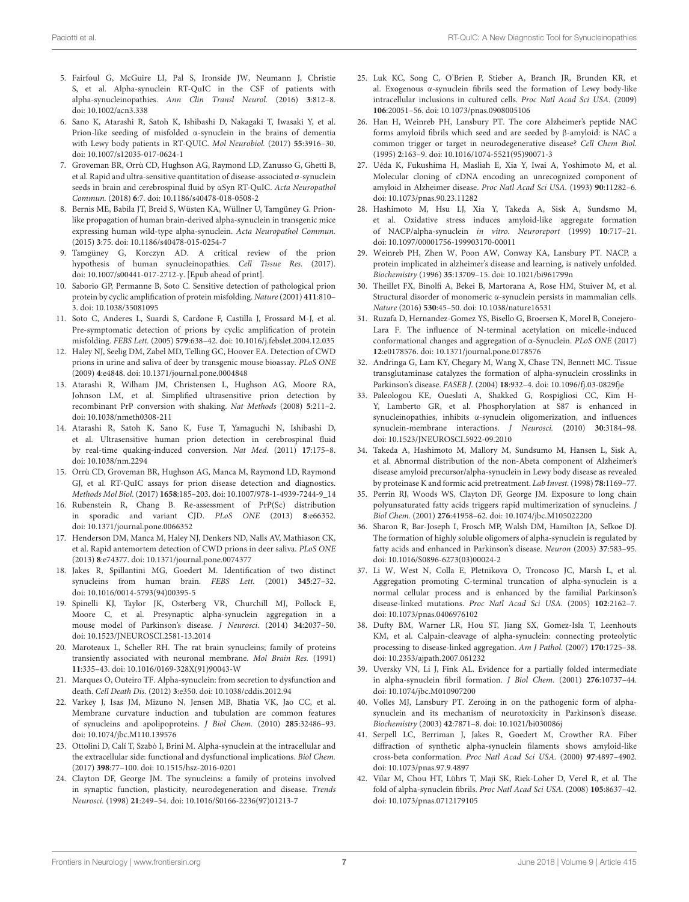5. Fairfoul G, McGuire LI, Pal S, Ironside JW, Neumann J, Christie S, et al. Alpha-synuclein RT-QuIC in the CSF of patients with alpha-synucleinopathies. *Ann Clin Transl Neurol.* (2016) **3**:812–8. doi: 10.1002/acn3.338
6. Sano K, Atarashi R, Satoh K, Ishibashi D, Nakagaki T, Iwasaki Y, et al. Prion-like seeding of misfolded α-synuclein in the brains of dementia with Lewy body patients in RT-QUIC. *Mol Neurobiol.* (2017) **55**:3916–30. doi: 10.1007/s12035-017-0624-1
7. Groveman BR, Orrù CD, Hughson AG, Raymond LD, Zanusso G, Ghetti B, et al. Rapid and ultra-sensitive quantitation of disease-associated α-synuclein seeds in brain and cerebrospinal fluid by αSyn RT-QuIC. *Acta Neuropathol Commun.* (2018) **6**:7. doi: 10.1186/s40478-018-0508-2
8. Bernis ME, Babila JT, Breid S, Wüsten KA, Wüllner U, Tamgüney G. Prion-like propagation of human brain-derived alpha-synuclein in transgenic mice expressing human wild-type alpha-synuclein. *Acta Neuropathol Commun.* (2015) **3**:75. doi: 10.1186/s40478-015-0254-7
9. Tamgüney G, Korczyn AD. A critical review of the prion hypothesis of human synucleinopathies. *Cell Tissue Res.* (2017). doi: 10.1007/s00441-017-2712-y. [Epub ahead of print].
10. Saborio GP, Permanne B, Soto C. Sensitive detection of pathological prion protein by cyclic amplification of protein misfolding. *Nature* (2001) **411**:810–3. doi: 10.1038/35081095
11. Soto C, Anderes L, Suardi S, Cardone F, Castilla J, Frossard M-J, et al. Pre-symptomatic detection of prions by cyclic amplification of protein misfolding. *FEBS Lett.* (2005) **579**:638–42. doi: 10.1016/j.febslet.2004.12.035
12. Haley NJ, Seelig DM, Zabel MD, Telling GC, Hoover EA. Detection of CWD prions in urine and saliva of deer by transgenic mouse bioassay. *PLoS ONE* (2009) **4**:e4848. doi: 10.1371/journal.pone.0004848
13. Atarashi R, Wilham JM, Christensen L, Hughson AG, Moore RA, Johnson LM, et al. Simplified ultrasensitive prion detection by recombinant PrP conversion with shaking. *Nat Methods* (2008) **5**:211–2. doi: 10.1038/nmeth0308-211
14. Atarashi R, Satoh K, Sano K, Fuse T, Yamaguchi N, Ishibashi D, et al. Ultrasensitive human prion detection in cerebrospinal fluid by real-time quaking-induced conversion. *Nat Med.* (2011) **17**:175–8. doi: 10.1038/nm.2294
15. Orrù CD, Groveman BR, Hughson AG, Manca M, Raymond LD, Raymond GJ, et al. RT-QuIC assays for prion disease detection and diagnostics. *Methods Mol Biol.* (2017) **1658**:185–203. doi: 10.1007/978-1-4939-7244-9_14
16. Rubenstein R, Chang B. Re-assessment of PrP(Sc) distribution in sporadic and variant CJD. *PLoS ONE* (2013) **8**:e66352. doi: 10.1371/journal.pone.0066352
17. Henderson DM, Manca M, Haley NJ, Denkers ND, Nalls AV, Mathiason CK, et al. Rapid antemortem detection of CWD prions in deer saliva. *PLoS ONE* (2013) **8**:e74377. doi: 10.1371/journal.pone.0074377
18. Jakes R, Spillantini MG, Goedert M. Identification of two distinct synucleins from human brain. *FEBS Lett.* (2001) **345**:27–32. doi: 10.1016/0014-5793(94)00395-5
19. Spinelli KJ, Taylor JK, Osterberg VR, Churchill MJ, Pollock E, Moore C, et al. Presynaptic alpha-synuclein aggregation in a mouse model of Parkinson's disease. *J Neurosci.* (2014) **34**:2037–50. doi: 10.1523/JNEUROSCI.2581-13.2014
20. Maroteaux L, Scheller RH. The rat brain synucleins; family of proteins transiently associated with neuronal membrane. *Mol Brain Res.* (1991) **11**:335–43. doi: 10.1016/0169-328X(91)90043-W
21. Marques O, Outeiro TF. Alpha-synuclein: from secretion to dysfunction and death. *Cell Death Dis.* (2012) **3**:e350. doi: 10.1038/cddis.2012.94
22. Varkey J, Isas JM, Mizuno N, Jensen MB, Bhatia VK, Jao CC, et al. Membrane curvature induction and tubulation are common features of synucleins and apolipoproteins. *J Biol Chem.* (2010) **285**:32486–93. doi: 10.1074/jbc.M110.139576
23. Ottolini D, Calí T, Szabò I, Brini M. Alpha-synuclein at the intracellular and the extracellular side: functional and dysfunctional implications. *Biol Chem.* (2017) **398**:77–100. doi: 10.1515/hsz-2016-0201
24. Clayton DF, George JM. The synucleins: a family of proteins involved in synaptic function, plasticity, neurodegeneration and disease. *Trends Neurosci.* (1998) **21**:249–54. doi: 10.1016/S0166-2236(97)01213-7
25. Luk KC, Song C, O'Brien P, Stieber A, Branch JR, Brunden KR, et al. Exogenous α-synuclein fibrils seed the formation of Lewy body-like intracellular inclusions in cultured cells. *Proc Natl Acad Sci USA.* (2009) **106**:20051–56. doi: 10.1073/pnas.0908005106
26. Han H, Weinreb PH, Lansbury PT. The core Alzheimer's peptide NAC forms amyloid fibrils which seed and are seeded by β-amyloid: is NAC a common trigger or target in neurodegenerative disease? *Cell Chem Biol.* (1995) **2**:163–9. doi: 10.1016/1074-5521(95)90071-3
27. Uéda K, Fukushima H, Masliah E, Xia Y, Iwai A, Yoshimoto M, et al. Molecular cloning of cDNA encoding an unrecognized component of amyloid in Alzheimer disease. *Proc Natl Acad Sci USA.* (1993) **90**:11282–6. doi: 10.1073/pnas.90.23.11282
28. Hashimoto M, Hsu LJ, Xia Y, Takeda A, Sisk A, Sundsmo M, et al. Oxidative stress induces amyloid-like aggregate formation of NACP/alpha-synuclein *in vitro*. *Neuroreport* (1999) **10**:717–21. doi: 10.1097/00001756-199903170-00011
29. Weinreb PH, Zhen W, Poon AW, Conway KA, Lansbury PT. NACP, a protein implicated in alzheimer's disease and learning, is natively unfolded. *Biochemistry* (1996) **35**:13709–15. doi: 10.1021/bi961799n
30. Theillet FX, Binolfi A, Bekei B, Martorana A, Rose HM, Stuiver M, et al. Structural disorder of monomeric α-synuclein persists in mammalian cells. *Nature* (2016) **530**:45–50. doi: 10.1038/nature16531
31. Ruzafa D, Hernandez-Gomez YS, Bisello G, Broersen K, Morel B, Conejero-Lara F. The influence of N-terminal acetylation on micelle-induced conformational changes and aggregation of α-Synuclein. *PLoS ONE* (2017) **12**:e0178576. doi: 10.1371/journal.pone.0178576
32. Andringa G, Lam KY, Chegary M, Wang X, Chase TN, Bennett MC. Tissue transglutaminase catalyzes the formation of alpha-synuclein crosslinks in Parkinson's disease. *FASEB J.* (2004) **18**:932–4. doi: 10.1096/fj.03-0829fje
33. Paleologou KE, Oueslati A, Shakked G, Rospigliosi CC, Kim H-Y, Lamberto GR, et al. Phosphorylation at S87 is enhanced in synucleinopathies, inhibits α-synuclein oligomerization, and influences synuclein-membrane interactions. *J Neurosci.* (2010) **30**:3184–98. doi: 10.1523/JNEUROSCI.5922-09.2010
34. Takeda A, Hashimoto M, Mallory M, Sundsumo M, Hansen L, Sisk A, et al. Abnormal distribution of the non-Abeta component of Alzheimer's disease amyloid precursor/alpha-synuclein in Lewy body disease as revealed by proteinase K and formic acid pretreatment. *Lab Invest.* (1998) **78**:1169–77.
35. Perrin RJ, Woods WS, Clayton DF, George JM. Exposure to long chain polyunsaturated fatty acids triggers rapid multimerization of synucleins. *J Biol Chem.* (2001) **276**:41958–62. doi: 10.1074/jbc.M105022200
36. Sharon R, Bar-Joseph I, Frosch MP, Walsh DM, Hamilton JA, Selkoe DJ. The formation of highly soluble oligomers of alpha-synuclein is regulated by fatty acids and enhanced in Parkinson's disease. *Neuron* (2003) **37**:583–95. doi: 10.1016/S0896-6273(03)00024-2
37. Li W, West N, Colla E, Pletnikova O, Troncoso JC, Marsh L, et al. Aggregation promoting C-terminal truncation of alpha-synuclein is a normal cellular process and is enhanced by the familial Parkinson's disease-linked mutations. *Proc Natl Acad Sci USA.* (2005) **102**:2162–7. doi: 10.1073/pnas.0406976102
38. Dufty BM, Warner LR, Hou ST, Jiang SX, Gomez-Isla T, Leenhouts KM, et al. Calpain-cleavage of alpha-synuclein: connecting proteolytic processing to disease-linked aggregation. *Am J Pathol.* (2007) **170**:1725–38. doi: 10.2353/ajpath.2007.061232
39. Uversky VN, Li J, Fink AL. Evidence for a partially folded intermediate in alpha-synuclein fibril formation. *J Biol Chem.* (2001) **276**:10737–44. doi: 10.1074/jbc.M010907200
40. Volles MJ, Lansbury PT. Zeroing in on the pathogenic form of alpha-synuclein and its mechanism of neurotoxicity in Parkinson's disease. *Biochemistry* (2003) **42**:7871–8. doi: 10.1021/bi030086j
41. Serpell LC, Berriman J, Jakes R, Goedert M, Crowther RA. Fiber diffraction of synthetic alpha-synuclein filaments shows amyloid-like cross-beta conformation. *Proc Natl Acad Sci USA.* (2000) **97**:4897–4902. doi: 10.1073/pnas.97.9.4897
42. Vilar M, Chou HT, Lührs T, Maji SK, Riek-Loher D, Verel R, et al. The fold of alpha-synuclein fibrils. *Proc Natl Acad Sci USA.* (2008) **105**:8637–42. doi: 10.1073/pnas.0712179105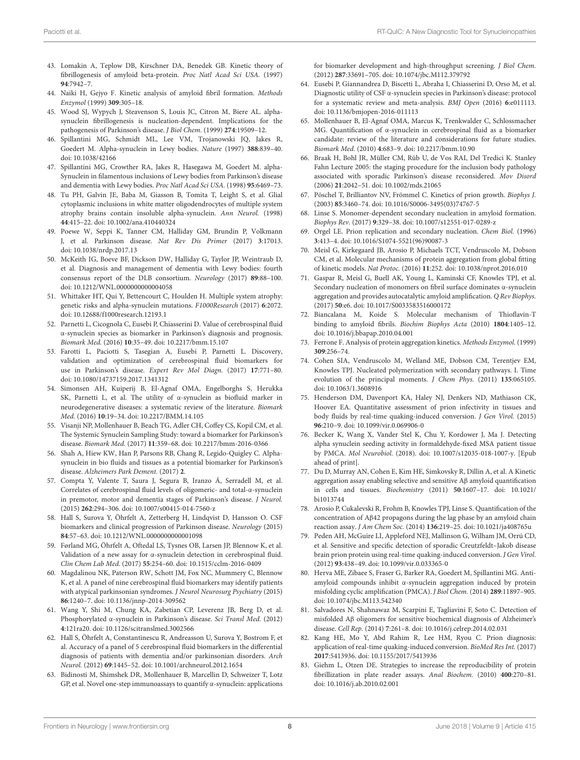43. Lomakin A, Teplow DB, Kirschner DA, Benedek GB. Kinetic theory of fibrillogenesis of amyloid beta-protein. *Proc Natl Acad Sci USA.* (1997) **94**:7942–7.
44. Naiki H, Gejyo F. Kinetic analysis of amyloid fibril formation. *Methods Enzymol* (1999) **309**:305–18.
45. Wood SJ, Wypych J, Steavenson S, Louis JC, Citron M, Biere AL. alpha-synuclein fibrillogenesis is nucleation-dependent. Implications for the pathogenesis of Parkinson's disease. *J Biol Chem.* (1999) **274**:19509–12.
46. Spillantini MG, Schmidt ML, Lee VM, Trojanowski JQ, Jakes R, Goedert M. Alpha-synuclein in Lewy bodies. *Nature* (1997) **388**:839–40. doi: 10.1038/42166
47. Spillantini MG, Crowther RA, Jakes R, Hasegawa M, Goedert M. alpha-Synuclein in filamentous inclusions of Lewy bodies from Parkinson's disease and dementia with Lewy bodies. *Proc Natl Acad Sci USA.* (1998) **95**:6469–73.
48. Tu PH, Galvin JE, Baba M, Giasson B, Tomita T, Leight S, et al. Glial cytoplasmic inclusions in white matter oligodendrocytes of multiple system atrophy brains contain insoluble alpha-synuclein. *Ann Neurol.* (1998) **44**:415–22. doi: 10.1002/ana.410440324
49. Poewe W, Seppi K, Tanner CM, Halliday GM, Brundin P, Volkmann J, et al. Parkinson disease. *Nat Rev Dis Primer* (2017) **3**:17013. doi: 10.1038/nrdp.2017.13
50. McKeith IG, Boeve BF, Dickson DW, Halliday G, Taylor JP, Weintraub D, et al. Diagnosis and management of dementia with Lewy bodies: fourth consensus report of the DLB consortium. *Neurology* (2017) **89**:88–100. doi: 10.1212/WNL.0000000000004058
51. Whittaker HT, Qui Y, Bettencourt C, Houlden H. Multiple system atrophy: genetic risks and alpha-synuclein mutations. *F1000Research* (2017) **6**:2072. doi: 10.12688/f1000research.12193.1
52. Parnetti L, Cicognola C, Eusebi P, Chiasserini D. Value of cerebrospinal fluid α-synuclein species as biomarker in Parkinson's diagnosis and prognosis. *Biomark Med.* (2016) **10**:35–49. doi: 10.2217/bmm.15.107
53. Farotti L, Paciotti S, Tasegian A, Eusebi P, Parnetti L. Discovery, validation and optimization of cerebrospinal fluid biomarkers for use in Parkinson's disease. *Expert Rev Mol Diagn.* (2017) **17**:771–80. doi: 10.1080/14737159.2017.1341312
54. Simonsen AH, Kuiperij B, El-Agnaf OMA, Engelborghs S, Herukka SK, Parnetti L, et al. The utility of α-synuclein as biofluid marker in neurodegenerative diseases: a systematic review of the literature. *Biomark Med.* (2016) **10**:19–34. doi: 10.2217/BMM.14.105
55. Visanji NP, Mollenhauer B, Beach TG, Adler CH, Coffey CS, Kopil CM, et al. The Systemic Synuclein Sampling Study: toward a biomarker for Parkinson's disease. *Biomark Med.* (2017) **11**:359–68. doi: 10.2217/bmm-2016-0366
56. Shah A, Hiew KW, Han P, Parsons RB, Chang R, Legido-Quigley C. Alpha-synuclein in bio fluids and tissues as a potential biomarker for Parkinson's disease. *Alzheimers Park Dement.* (2017) **2**.
57. Compta Y, Valente T, Saura J, Segura B, Iranzo Á, Serradell M, et al. Correlates of cerebrospinal fluid levels of oligomeric- and total-α-synuclein in premotor, motor and dementia stages of Parkinson's disease. *J Neurol.* (2015) **262**:294–306. doi: 10.1007/s00415-014-7560-z
58. Hall S, Surova Y, Öhrfelt A, Zetterberg H, Lindqvist D, Hansson O. CSF biomarkers and clinical progression of Parkinson disease. *Neurology* (2015) **84**:57–63. doi: 10.1212/WNL.0000000000001098
59. Førland MG, Öhrfelt A, Oftedal LS, Tysnes OB, Larsen JP, Blennow K, et al. Validation of a new assay for α-synuclein detection in cerebrospinal fluid. *Clin Chem Lab Med.* (2017) **55**:254–60. doi: 10.1515/cclm-2016-0409
60. Magdalinou NK, Paterson RW, Schott JM, Fox NC, Mummery C, Blennow K, et al. A panel of nine cerebrospinal fluid biomarkers may identify patients with atypical parkinsonian syndromes. *J Neurol Neurosurg Psychiatry* (2015) **86**:1240–7. doi: 10.1136/jnnp-2014-309562
61. Wang Y, Shi M, Chung KA, Zabetian CP, Leverenz JB, Berg D, et al. Phosphorylated α-synuclein in Parkinson's disease. *Sci Transl Med.* (2012) **4**:121ra20. doi: 10.1126/scitranslmed.3002566
62. Hall S, Öhrfelt A, Constantinescu R, Andreasson U, Surova Y, Bostrom F, et al. Accuracy of a panel of 5 cerebrospinal fluid biomarkers in the differential diagnosis of patients with dementia and/or parkinsonian disorders. *Arch Neurol.* (2012) **69**:1445–52. doi: 10.1001/archneurol.2012.1654
63. Bidinosti M, Shimshek DR, Mollenhauer B, Marcellin D, Schweizer T, Lotz GP, et al. Novel one-step immunoassays to quantify α-synuclein: applications for biomarker development and high-throughput screening. *J Biol Chem.* (2012) **287**:33691–705. doi: 10.1074/jbc.M112.379792
64. Eusebi P, Giannandrea D, Biscetti L, Abraha I, Chiasserini D, Orso M, et al. Diagnostic utility of CSF α-synuclein species in Parkinson's disease: protocol for a systematic review and meta-analysis. *BMJ Open* (2016) **6**:e011113. doi: 10.1136/bmjopen-2016-011113
65. Mollenhauer B, El-Agnaf OMA, Marcus K, Trenkwalder C, Schlossmacher MG. Quantification of α-synuclein in cerebrospinal fluid as a biomarker candidate: review of the literature and considerations for future studies. *Biomark Med.* (2010) **4**:683–9. doi: 10.2217/bmm.10.90
66. Braak H, Bohl JR, Müller CM, Rüb U, de Vos RAI, Del Tredici K. Stanley Fahn Lecture 2005: the staging procedure for the inclusion body pathology associated with sporadic Parkinson's disease reconsidered. *Mov Disord* (2006) **21**:2042–51. doi: 10.1002/mds.21065
67. Pöschel T, Brilliantov NV, Frömmel C. Kinetics of prion growth. *Biophys J.* (2003) **85**:3460–74. doi: 10.1016/S0006-3495(03)74767-5
68. Linse S. Monomer-dependent secondary nucleation in amyloid formation. *Biophys Rev.* (2017) **9**:329–38. doi: 10.1007/s12551-017-0289-z
69. Orgel LE. Prion replication and secondary nucleation. *Chem Biol.* (1996) **3**:413–4. doi: 10.1016/S1074-5521(96)90087-3
70. Meisl G, Kirkegaard JB, Arosio P, Michaels TCT, Vendruscolo M, Dobson CM, et al. Molecular mechanisms of protein aggregation from global fitting of kinetic models. *Nat Protoc.* (2016) **11**:252. doi: 10.1038/nprot.2016.010
71. Gaspar R, Meisl G, Buell AK, Young L, Kaminski CF, Knowles TPJ, et al. Secondary nucleation of monomers on fibril surface dominates α-synuclein aggregation and provides autocatalytic amyloid amplification. *Q Rev Biophys.* (2017) **50**:e6. doi: 10.1017/S0033583516000172
72. Biancalana M, Koide S. Molecular mechanism of Thioflavin-T binding to amyloid fibrils. *Biochim Biophys Acta* (2010) **1804**:1405–12. doi: 10.1016/j.bbapap.2010.04.001
73. Ferrone F. Analysis of protein aggregation kinetics. *Methods Enzymol.* (1999) **309**:256–74.
74. Cohen SIA, Vendruscolo M, Welland ME, Dobson CM, Terentjev EM, Knowles TPJ. Nucleated polymerization with secondary pathways. I. Time evolution of the principal moments. *J Chem Phys.* (2011) **135**:065105. doi: 10.1063/1.3608916
75. Henderson DM, Davenport KA, Haley NJ, Denkers ND, Mathiason CK, Hoover EA. Quantitative assessment of prion infectivity in tissues and body fluids by real-time quaking-induced conversion. *J Gen Virol.* (2015) **96**:210–9. doi: 10.1099/vir.0.069906-0
76. Becker K, Wang X, Vander Stel K, Chu Y, Kordower J, Ma J. Detecting alpha synuclein seeding activity in formaldehyde-fixed MSA patient tissue by PMCA. *Mol Neurobiol.* (2018). doi: 10.1007/s12035-018-1007-y. [Epub ahead of print].
77. Du D, Murray AN, Cohen E, Kim HE, Simkovsky R, Dillin A, et al. A Kinetic aggregation assay enabling selective and sensitive Aβ amyloid quantification in cells and tissues. *Biochemistry* (2011) **50**:1607–17. doi: 10.1021/bi1013744
78. Arosio P, Cukalevski R, Frohm B, Knowles TPJ, Linse S. Quantification of the concentration of Aβ42 propagons during the lag phase by an amyloid chain reaction assay. *J Am Chem Soc.* (2014) **136**:219–25. doi: 10.1021/ja408765u
79. Peden AH, McGuire LI, Appleford NEJ, Mallinson G, Wilham JM, Orrú CD, et al. Sensitive and specific detection of sporadic Creutzfeldt–Jakob disease brain prion protein using real-time quaking-induced conversion. *J Gen Virol.* (2012) **93**:438–49. doi: 10.1099/vir.0.033365-0
80. Herva ME, Zibaee S, Fraser G, Barker RA, Goedert M, Spillantini MG. Anti-amyloid compounds inhibit α-synuclein aggregation induced by protein misfolding cyclic amplification (PMCA). *J Biol Chem.* (2014) **289**:11897–905. doi: 10.1074/jbc.M113.542340
81. Salvadores N, Shahnawaz M, Scarpini E, Tagliavini F, Soto C. Detection of misfolded Aβ oligomers for sensitive biochemical diagnosis of Alzheimer's disease. *Cell Rep.* (2014) **7**:261–8. doi: 10.1016/j.celrep.2014.02.031
82. Kang HE, Mo Y, Abd Rahim R, Lee HM, Ryou C. Prion diagnosis: application of real-time quaking-induced conversion. *BioMed Res Int.* (2017) **2017**:5413936. doi: 10.1155/2017/5413936
83. Giehm L, Otzen DE. Strategies to increase the reproducibility of protein fibrillization in plate reader assays. *Anal Biochem.* (2010) **400**:270–81. doi: 10.1016/j.ab.2010.02.001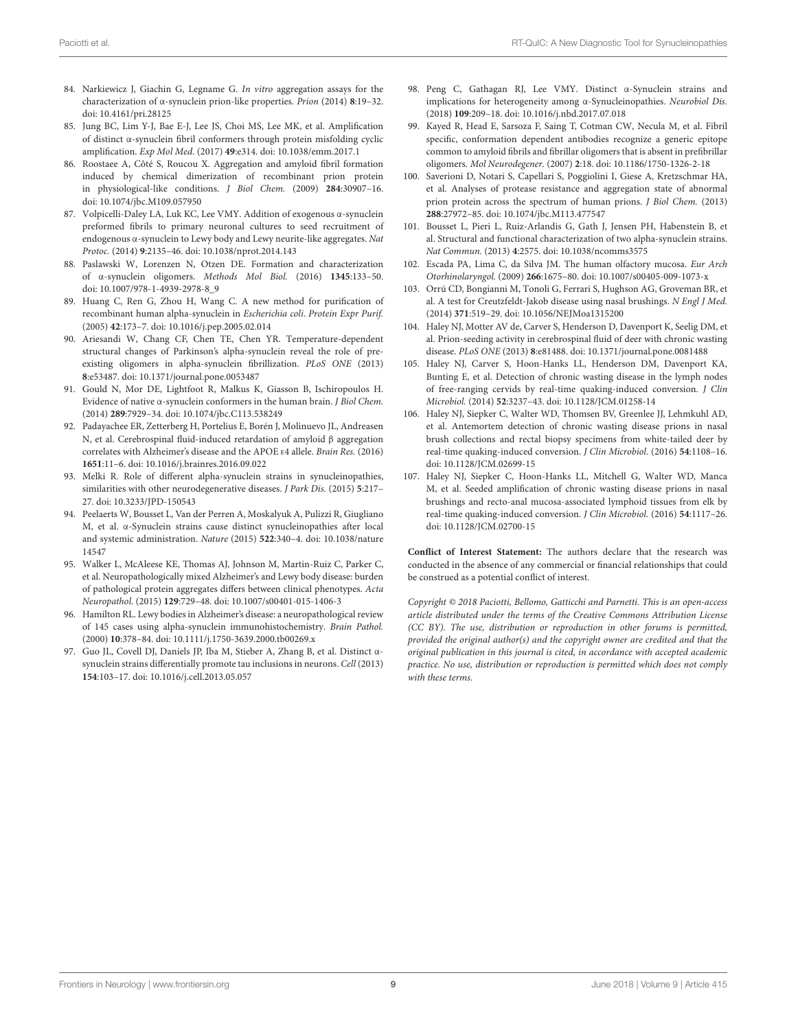84. Narkiewicz J, Giachin G, Legname G. *In vitro* aggregation assays for the characterization of α-synuclein prion-like properties. *Prion* (2014) **8**:19–32. doi: 10.4161/pri.28125

85. Jung BC, Lim Y-J, Bae E-J, Lee JS, Choi MS, Lee MK, et al. Amplification of distinct α-synuclein fibril conformers through protein misfolding cyclic amplification. *Exp Mol Med.* (2017) **49**:e314. doi: 10.1038/emm.2017.1

86. Roostaee A, Côté S, Roucou X. Aggregation and amyloid fibril formation induced by chemical dimerization of recombinant prion protein in physiological-like conditions. *J Biol Chem.* (2009) **284**:30907–16. doi: 10.1074/jbc.M109.057950

87. Volpicelli-Daley LA, Luk KC, Lee VMY. Addition of exogenous α-synuclein preformed fibrils to primary neuronal cultures to seed recruitment of endogenous α-synuclein to Lewy body and Lewy neurite-like aggregates. *Nat Protoc.* (2014) **9**:2135–46. doi: 10.1038/nprot.2014.143

88. Paslawski W, Lorenzen N, Otzen DE. Formation and characterization of α-synuclein oligomers. *Methods Mol Biol.* (2016) **1345**:133–50. doi: 10.1007/978-1-4939-2978-8_9

89. Huang C, Ren G, Zhou H, Wang C. A new method for purification of recombinant human alpha-synuclein in *Escherichia coli*. *Protein Expr Purif.* (2005) **42**:173–7. doi: 10.1016/j.pep.2005.02.014

90. Ariesandi W, Chang CF, Chen TE, Chen YR. Temperature-dependent structural changes of Parkinson's alpha-synuclein reveal the role of pre-existing oligomers in alpha-synuclein fibrillization. *PLoS ONE* (2013) **8**:e53487. doi: 10.1371/journal.pone.0053487

91. Gould N, Mor DE, Lightfoot R, Malkus K, Giasson B, Ischiropoulos H. Evidence of native α-synuclein conformers in the human brain. *J Biol Chem.* (2014) **289**:7929–34. doi: 10.1074/jbc.C113.538249

92. Padayachee ER, Zetterberg H, Portelius E, Borén J, Molinuevo JL, Andreasen N, et al. Cerebrospinal fluid-induced retardation of amyloid β aggregation correlates with Alzheimer's disease and the APOE ε4 allele. *Brain Res.* (2016) **1651**:11–6. doi: 10.1016/j.brainres.2016.09.022

93. Melki R. Role of different alpha-synuclein strains in synucleinopathies, similarities with other neurodegenerative diseases. *J Park Dis.* (2015) **5**:217–27. doi: 10.3233/JPD-150543

94. Peelaerts W, Bousset L, Van der Perren A, Moskalyuk A, Pulizzi R, Giugliano M, et al. α-Synuclein strains cause distinct synucleinopathies after local and systemic administration. *Nature* (2015) **522**:340–4. doi: 10.1038/nature14547

95. Walker L, McAleese KE, Thomas AJ, Johnson M, Martin-Ruiz C, Parker C, et al. Neuropathologically mixed Alzheimer's and Lewy body disease: burden of pathological protein aggregates differs between clinical phenotypes. *Acta Neuropathol.* (2015) **129**:729–48. doi: 10.1007/s00401-015-1406-3

96. Hamilton RL. Lewy bodies in Alzheimer's disease: a neuropathological review of 145 cases using alpha-synuclein immunohistochemistry. *Brain Pathol.* (2000) **10**:378–84. doi: 10.1111/j.1750-3639.2000.tb00269.x

97. Guo JL, Covell DJ, Daniels JP, Iba M, Stieber A, Zhang B, et al. Distinct α-synuclein strains differentially promote tau inclusions in neurons. *Cell* (2013) **154**:103–17. doi: 10.1016/j.cell.2013.05.057

98. Peng C, Gathagan RJ, Lee VMY. Distinct α-Synuclein strains and implications for heterogeneity among α-Synucleinopathies. *Neurobiol Dis.* (2018) **109**:209–18. doi: 10.1016/j.nbd.2017.07.018

99. Kayed R, Head E, Sarsoza F, Saing T, Cotman CW, Necula M, et al. Fibril specific, conformation dependent antibodies recognize a generic epitope common to amyloid fibrils and fibrillar oligomers that is absent in prefibrillar oligomers. *Mol Neurodegener.* (2007) **2**:18. doi: 10.1186/1750-1326-2-18

100. Saverioni D, Notari S, Capellari S, Poggiolini I, Giese A, Kretzschmar HA, et al. Analyses of protease resistance and aggregation state of abnormal prion protein across the spectrum of human prions. *J Biol Chem.* (2013) **288**:27972–85. doi: 10.1074/jbc.M113.477547

101. Bousset L, Pieri L, Ruiz-Arlandis G, Gath J, Jensen PH, Habenstein B, et al. Structural and functional characterization of two alpha-synuclein strains. *Nat Commun.* (2013) **4**:2575. doi: 10.1038/ncomms3575

102. Escada PA, Lima C, da Silva JM. The human olfactory mucosa. *Eur Arch Otorhinolaryngol.* (2009) **266**:1675–80. doi: 10.1007/s00405-009-1073-x

103. Orrú CD, Bongianni M, Tonoli G, Ferrari S, Hughson AG, Groveman BR, et al. A test for Creutzfeldt-Jakob disease using nasal brushings. *N Engl J Med.* (2014) **371**:519–29. doi: 10.1056/NEJMoa1315200

104. Haley NJ, Motter AV de, Carver S, Henderson D, Davenport K, Seelig DM, et al. Prion-seeding activity in cerebrospinal fluid of deer with chronic wasting disease. *PLoS ONE* (2013) **8**:e81488. doi: 10.1371/journal.pone.0081488

105. Haley NJ, Carver S, Hoon-Hanks LL, Henderson DM, Davenport KA, Bunting E, et al. Detection of chronic wasting disease in the lymph nodes of free-ranging cervids by real-time quaking-induced conversion. *J Clin Microbiol.* (2014) **52**:3237–43. doi: 10.1128/JCM.01258-14

106. Haley NJ, Siepker C, Walter WD, Thomsen BV, Greenlee JJ, Lehmkuhl AD, et al. Antemortem detection of chronic wasting disease prions in nasal brush collections and rectal biopsy specimens from white-tailed deer by real-time quaking-induced conversion. *J Clin Microbiol.* (2016) **54**:1108–16. doi: 10.1128/JCM.02699-15

107. Haley NJ, Siepker C, Hoon-Hanks LL, Mitchell G, Walter WD, Manca M, et al. Seeded amplification of chronic wasting disease prions in nasal brushings and recto-anal mucosa-associated lymphoid tissues from elk by real-time quaking-induced conversion. *J Clin Microbiol.* (2016) **54**:1117–26. doi: 10.1128/JCM.02700-15

**Conflict of Interest Statement:** The authors declare that the research was conducted in the absence of any commercial or financial relationships that could be construed as a potential conflict of interest.

*Copyright © 2018 Paciotti, Bellomo, Gatticchi and Parnetti. This is an open-access article distributed under the terms of the Creative Commons Attribution License (CC BY). The use, distribution or reproduction in other forums is permitted, provided the original author(s) and the copyright owner are credited and that the original publication in this journal is cited, in accordance with accepted academic practice. No use, distribution or reproduction is permitted which does not comply with these terms.*